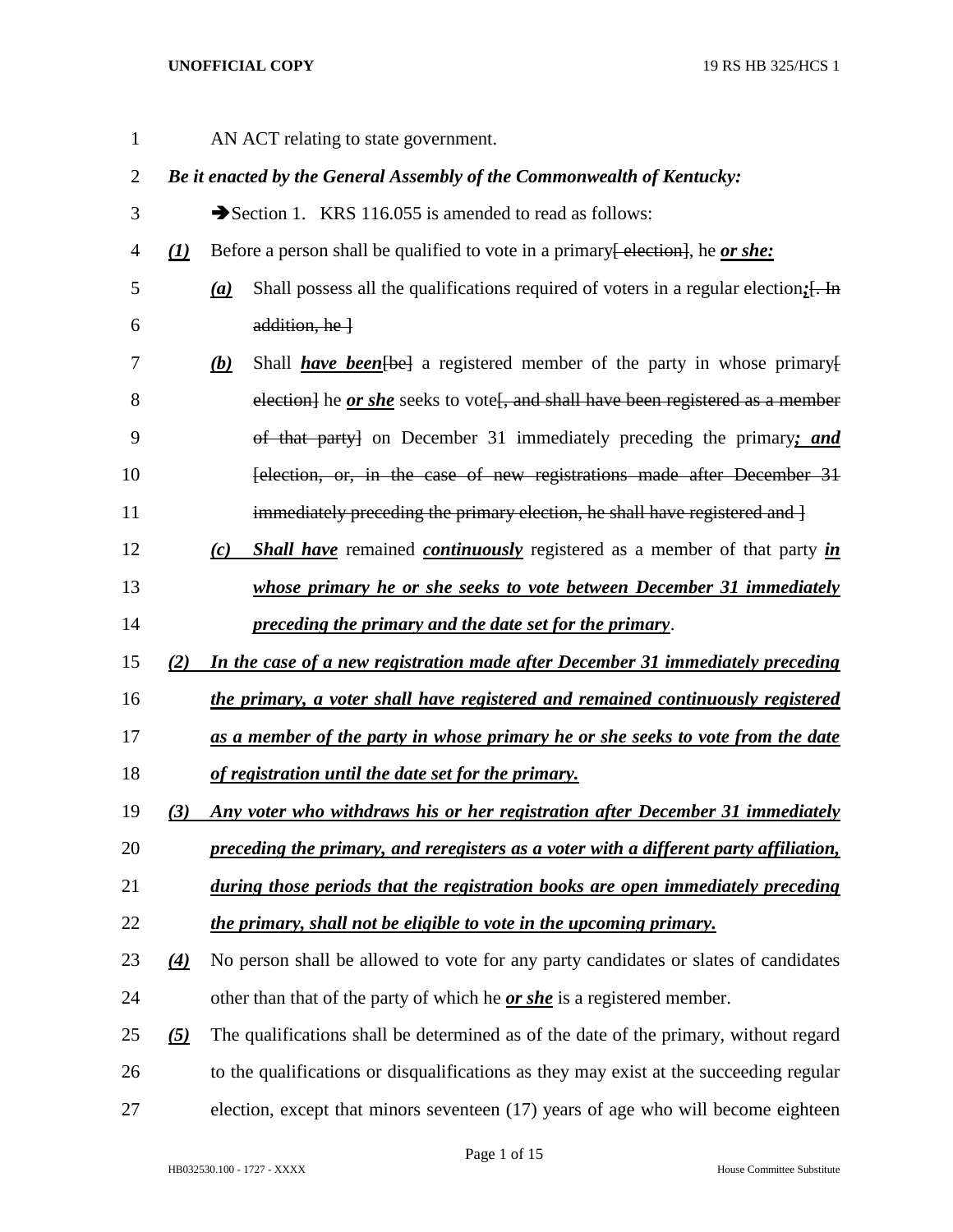AN ACT relating to state government.

***Be it enacted by the General Assembly of the Commonwealth of Kentucky:***

➔Section 1. KRS 116.055 is amended to read as follows:

***(1)*** Before a person shall be qualified to vote in a primary[ election], he ***or she:***

***(a)*** Shall possess all the qualifications required of voters in a regular election***;***[. In addition, he ]

***(b)*** Shall ***have been***[be] a registered member of the party in whose primary[ election] he ***or she*** seeks to vote[, and shall have been registered as a member of that party] on December 31 immediately preceding the primary***; and***[election, or, in the case of new registrations made after December 31 immediately preceding the primary election, he shall have registered and ]

***(c)*** ***Shall have*** remained ***continuously*** registered as a member of that party ***in whose primary he or she seeks to vote between December 31 immediately preceding the primary and the date set for the primary***.

***(2)*** ***In the case of a new registration made after December 31 immediately preceding the primary, a voter shall have registered and remained continuously registered as a member of the party in whose primary he or she seeks to vote from the date of registration until the date set for the primary.***

***(3)*** ***Any voter who withdraws his or her registration after December 31 immediately preceding the primary, and reregisters as a voter with a different party affiliation, during those periods that the registration books are open immediately preceding the primary, shall not be eligible to vote in the upcoming primary.***

***(4)*** No person shall be allowed to vote for any party candidates or slates of candidates other than that of the party of which he ***or she*** is a registered member.

***(5)*** The qualifications shall be determined as of the date of the primary, without regard to the qualifications or disqualifications as they may exist at the succeeding regular election, except that minors seventeen (17) years of age who will become eighteen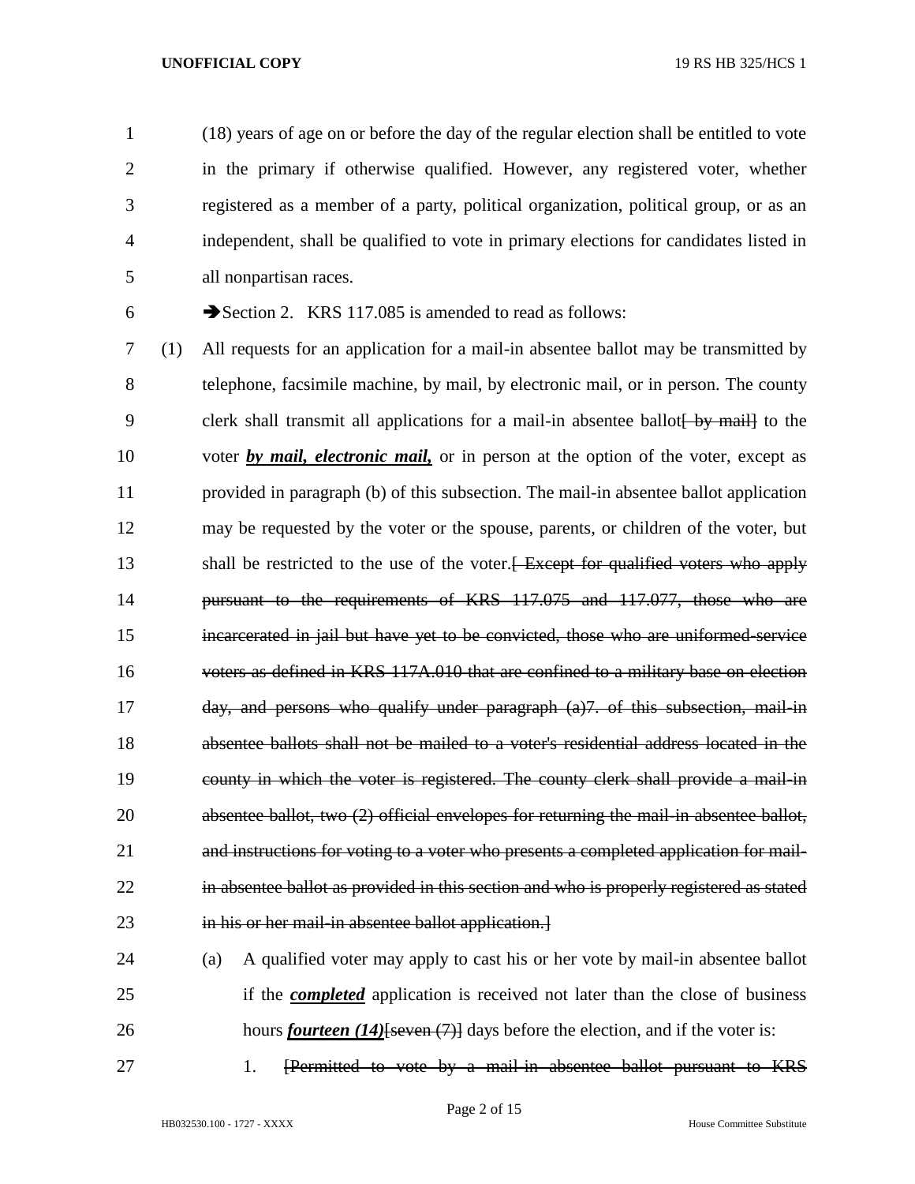(18) years of age on or before the day of the regular election shall be entitled to vote in the primary if otherwise qualified. However, any registered voter, whether registered as a member of a party, political organization, political group, or as an independent, shall be qualified to vote in primary elections for candidates listed in all nonpartisan races.

➔Section 2. KRS 117.085 is amended to read as follows:

(1) All requests for an application for a mail-in absentee ballot may be transmitted by telephone, facsimile machine, by mail, by electronic mail, or in person. The county clerk shall transmit all applications for a mail-in absentee ballot~~[ by mail]~~ to the voter ***by mail, electronic mail,*** or in person at the option of the voter, except as provided in paragraph (b) of this subsection. The mail-in absentee ballot application may be requested by the voter or the spouse, parents, or children of the voter, but shall be restricted to the use of the voter.~~[ Except for qualified voters who apply pursuant to the requirements of KRS 117.075 and 117.077, those who are incarcerated in jail but have yet to be convicted, those who are uniformed-service voters as defined in KRS 117A.010 that are confined to a military base on election day, and persons who qualify under paragraph (a)7. of this subsection, mail-in absentee ballots shall not be mailed to a voter's residential address located in the county in which the voter is registered. The county clerk shall provide a mail-in absentee ballot, two (2) official envelopes for returning the mail-in absentee ballot, and instructions for voting to a voter who presents a completed application for mail-in absentee ballot as provided in this section and who is properly registered as stated in his or her mail-in absentee ballot application.]~~

(a) A qualified voter may apply to cast his or her vote by mail-in absentee ballot if the ***completed*** application is received not later than the close of business hours ***fourteen (14)***~~[seven (7)]~~ days before the election, and if the voter is:

1. ~~[Permitted to vote by a mail-in absentee ballot pursuant to KRS~~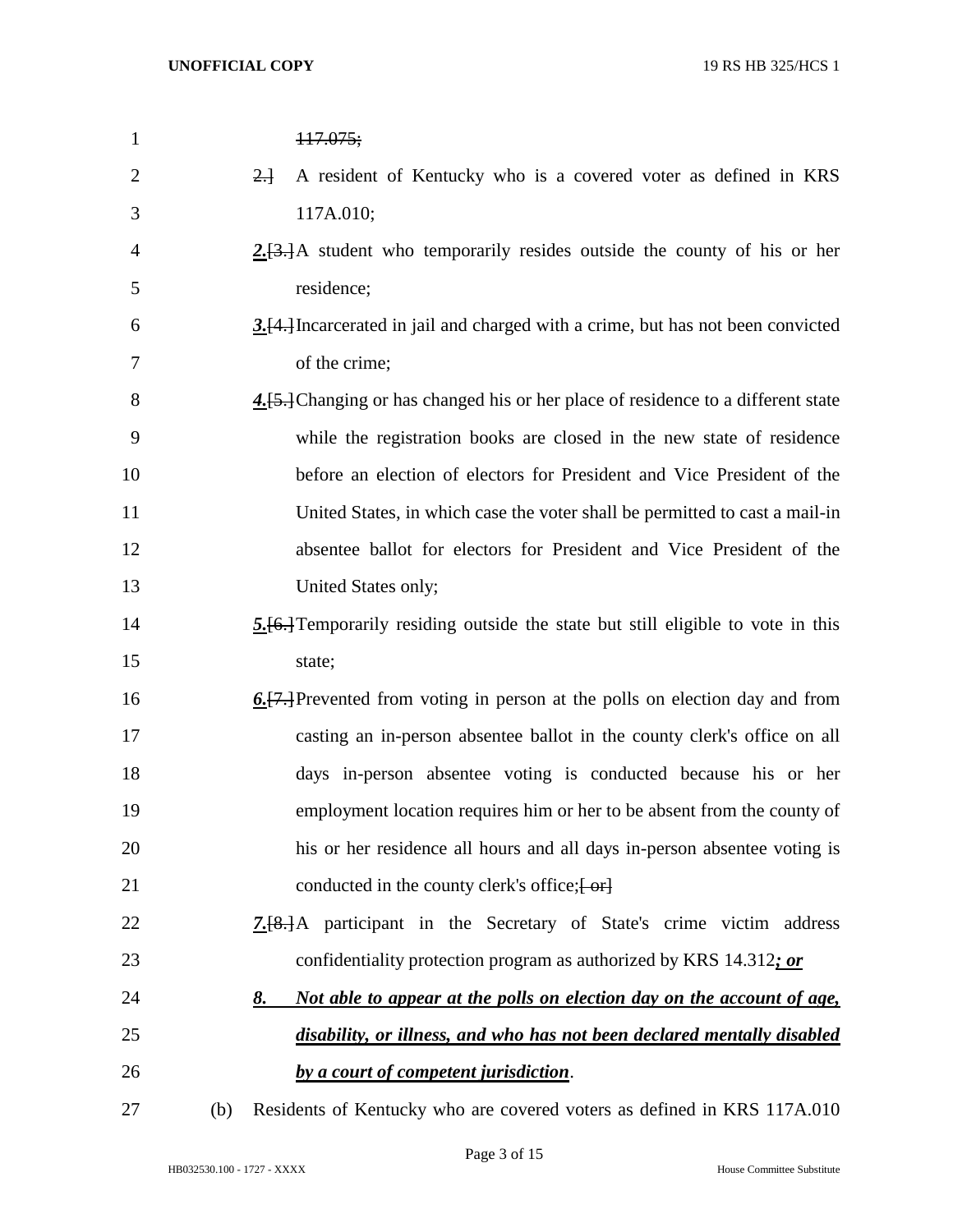~~117.075;~~

~~2.]~~ A resident of Kentucky who is a covered voter as defined in KRS 117A.010;

***2.***[3.]A student who temporarily resides outside the county of his or her residence;

***3.***[4.]Incarcerated in jail and charged with a crime, but has not been convicted of the crime;

***4.***[5.]Changing or has changed his or her place of residence to a different state while the registration books are closed in the new state of residence before an election of electors for President and Vice President of the United States, in which case the voter shall be permitted to cast a mail-in absentee ballot for electors for President and Vice President of the United States only;

***5.***[6.]Temporarily residing outside the state but still eligible to vote in this state;

***6.***[7.]Prevented from voting in person at the polls on election day and from casting an in-person absentee ballot in the county clerk's office on all days in-person absentee voting is conducted because his or her employment location requires him or her to be absent from the county of his or her residence all hours and all days in-person absentee voting is conducted in the county clerk's office;[ or]

***7.***[8.]A participant in the Secretary of State's crime victim address confidentiality protection program as authorized by KRS 14.312***; or***

***8. Not able to appear at the polls on election day on the account of age, disability, or illness, and who has not been declared mentally disabled by a court of competent jurisdiction***.

(b) Residents of Kentucky who are covered voters as defined in KRS 117A.010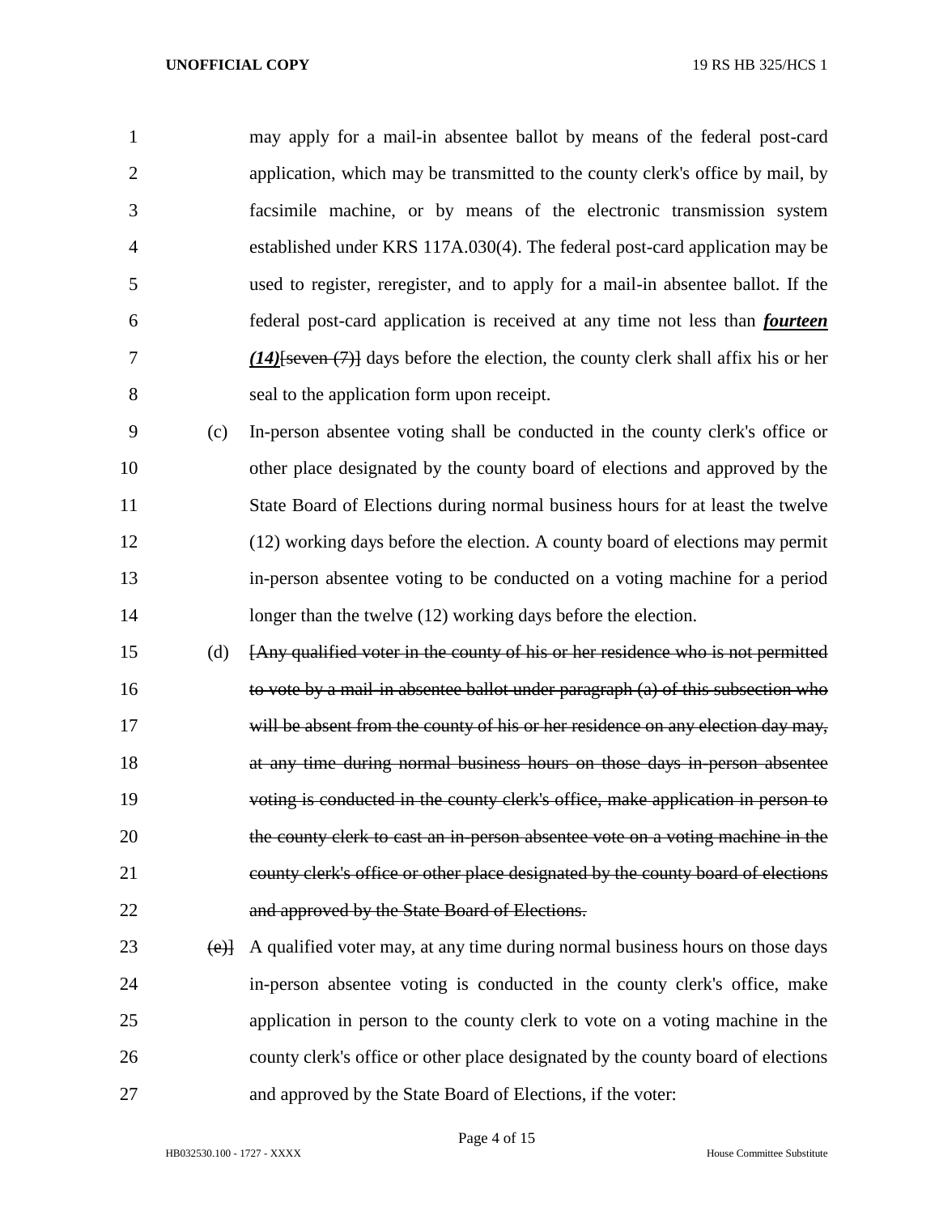may apply for a mail-in absentee ballot by means of the federal post-card application, which may be transmitted to the county clerk's office by mail, by facsimile machine, or by means of the electronic transmission system established under KRS 117A.030(4). The federal post-card application may be used to register, reregister, and to apply for a mail-in absentee ballot. If the federal post-card application is received at any time not less than ***fourteen (14)***~~[seven (7)]~~ days before the election, the county clerk shall affix his or her seal to the application form upon receipt.

(c) In-person absentee voting shall be conducted in the county clerk's office or other place designated by the county board of elections and approved by the State Board of Elections during normal business hours for at least the twelve (12) working days before the election. A county board of elections may permit in-person absentee voting to be conducted on a voting machine for a period longer than the twelve (12) working days before the election.

(d) ~~[Any qualified voter in the county of his or her residence who is not permitted to vote by a mail-in absentee ballot under paragraph (a) of this subsection who will be absent from the county of his or her residence on any election day may, at any time during normal business hours on those days in-person absentee voting is conducted in the county clerk's office, make application in person to the county clerk to cast an in-person absentee vote on a voting machine in the county clerk's office or other place designated by the county board of elections and approved by the State Board of Elections.~~

~~(e)]~~ A qualified voter may, at any time during normal business hours on those days in-person absentee voting is conducted in the county clerk's office, make application in person to the county clerk to vote on a voting machine in the county clerk's office or other place designated by the county board of elections and approved by the State Board of Elections, if the voter: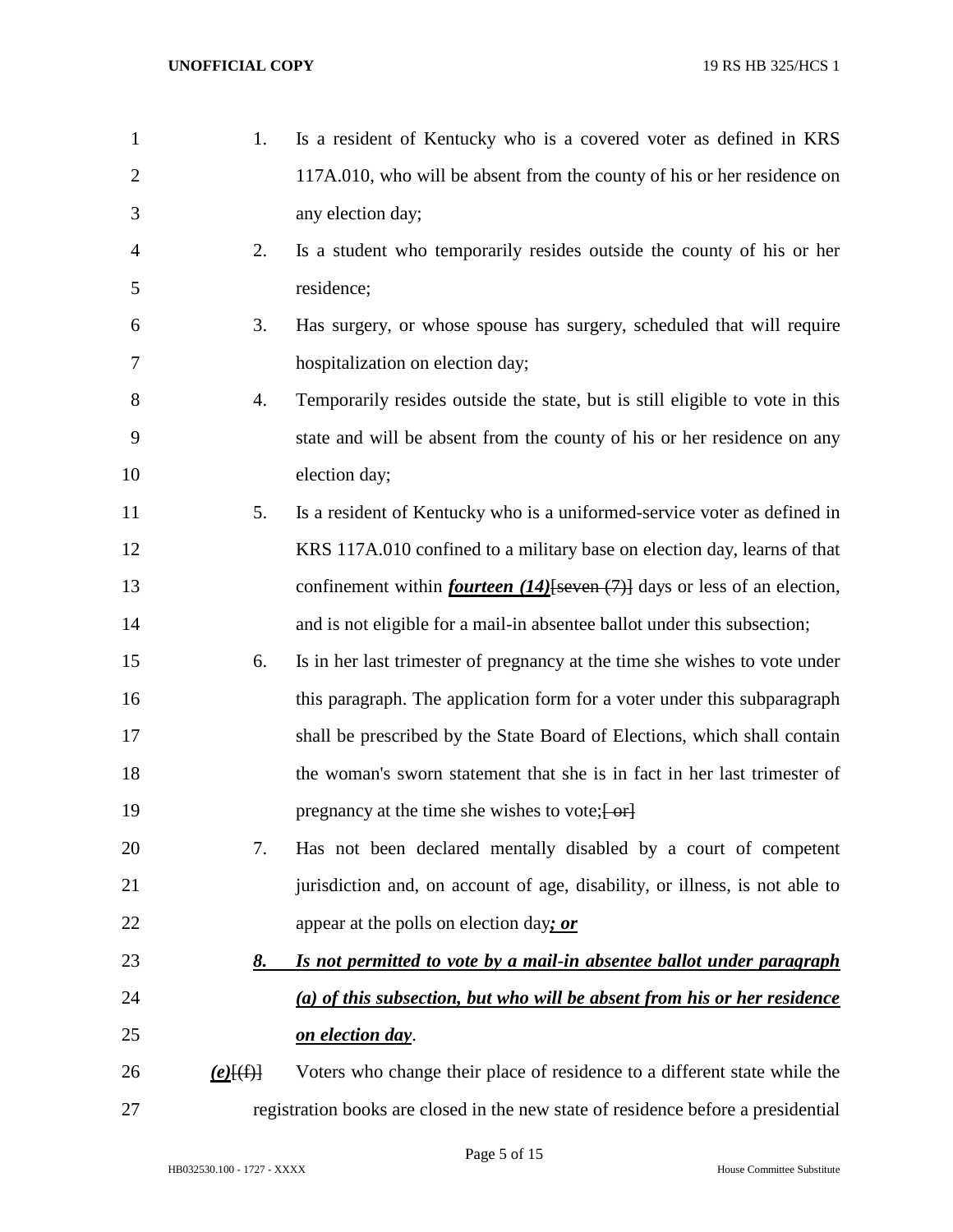1. Is a resident of Kentucky who is a covered voter as defined in KRS 117A.010, who will be absent from the county of his or her residence on any election day;

2. Is a student who temporarily resides outside the county of his or her residence;

3. Has surgery, or whose spouse has surgery, scheduled that will require hospitalization on election day;

4. Temporarily resides outside the state, but is still eligible to vote in this state and will be absent from the county of his or her residence on any election day;

5. Is a resident of Kentucky who is a uniformed-service voter as defined in KRS 117A.010 confined to a military base on election day, learns of that confinement within ***fourteen (14)***~~[seven (7)]~~ days or less of an election, and is not eligible for a mail-in absentee ballot under this subsection;

6. Is in her last trimester of pregnancy at the time she wishes to vote under this paragraph. The application form for a voter under this subparagraph shall be prescribed by the State Board of Elections, which shall contain the woman's sworn statement that she is in fact in her last trimester of pregnancy at the time she wishes to vote;~~[ or]~~

7. Has not been declared mentally disabled by a court of competent jurisdiction and, on account of age, disability, or illness, is not able to appear at the polls on election day***; or***

***8. Is not permitted to vote by a mail-in absentee ballot under paragraph (a) of this subsection, but who will be absent from his or her residence on election day***.

***(e)***~~[(f)]~~ Voters who change their place of residence to a different state while the registration books are closed in the new state of residence before a presidential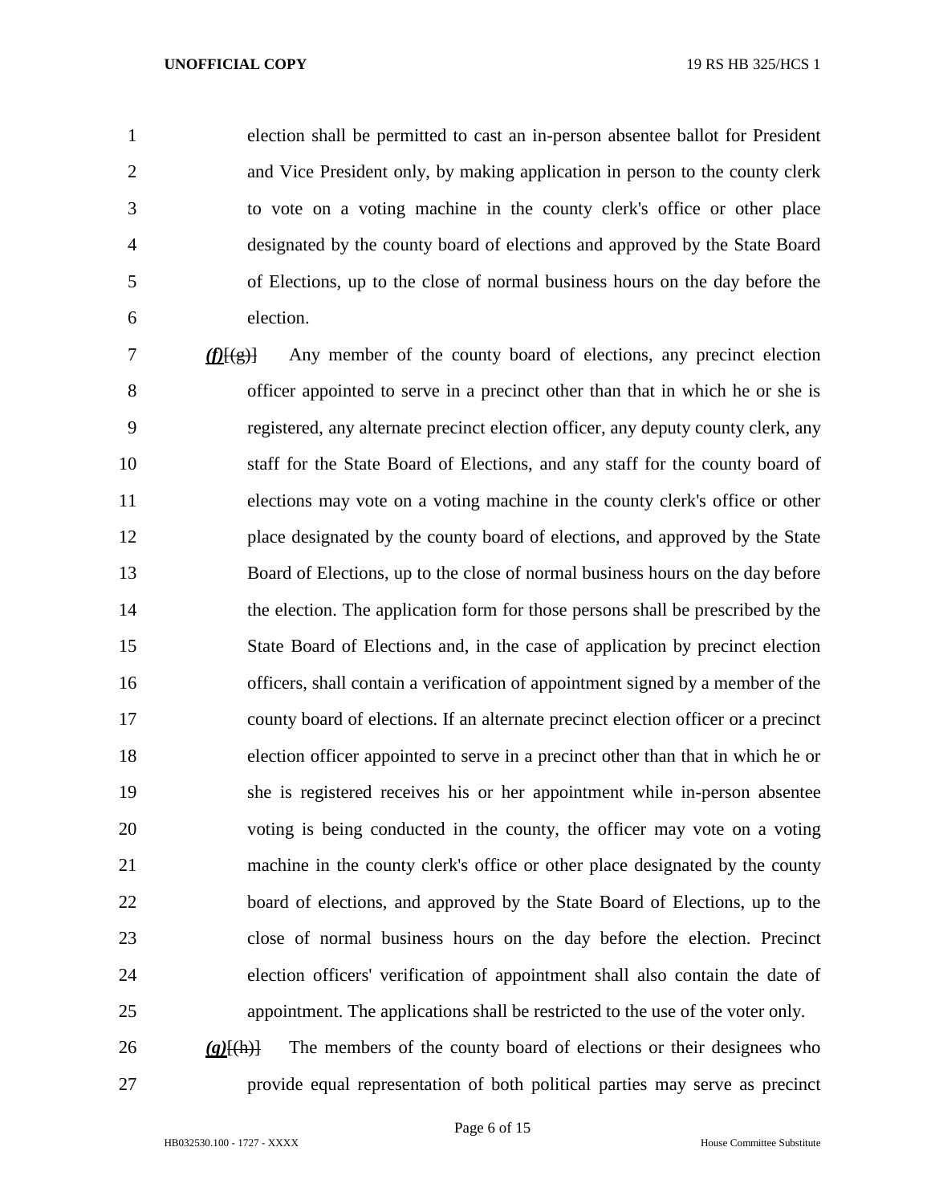election shall be permitted to cast an in-person absentee ballot for President and Vice President only, by making application in person to the county clerk to vote on a voting machine in the county clerk's office or other place designated by the county board of elections and approved by the State Board of Elections, up to the close of normal business hours on the day before the election.

***(f)***~~[(g)]~~ Any member of the county board of elections, any precinct election officer appointed to serve in a precinct other than that in which he or she is registered, any alternate precinct election officer, any deputy county clerk, any staff for the State Board of Elections, and any staff for the county board of elections may vote on a voting machine in the county clerk's office or other place designated by the county board of elections, and approved by the State Board of Elections, up to the close of normal business hours on the day before the election. The application form for those persons shall be prescribed by the State Board of Elections and, in the case of application by precinct election officers, shall contain a verification of appointment signed by a member of the county board of elections. If an alternate precinct election officer or a precinct election officer appointed to serve in a precinct other than that in which he or she is registered receives his or her appointment while in-person absentee voting is being conducted in the county, the officer may vote on a voting machine in the county clerk's office or other place designated by the county board of elections, and approved by the State Board of Elections, up to the close of normal business hours on the day before the election. Precinct election officers' verification of appointment shall also contain the date of appointment. The applications shall be restricted to the use of the voter only.

***(g)***~~[(h)]~~ The members of the county board of elections or their designees who provide equal representation of both political parties may serve as precinct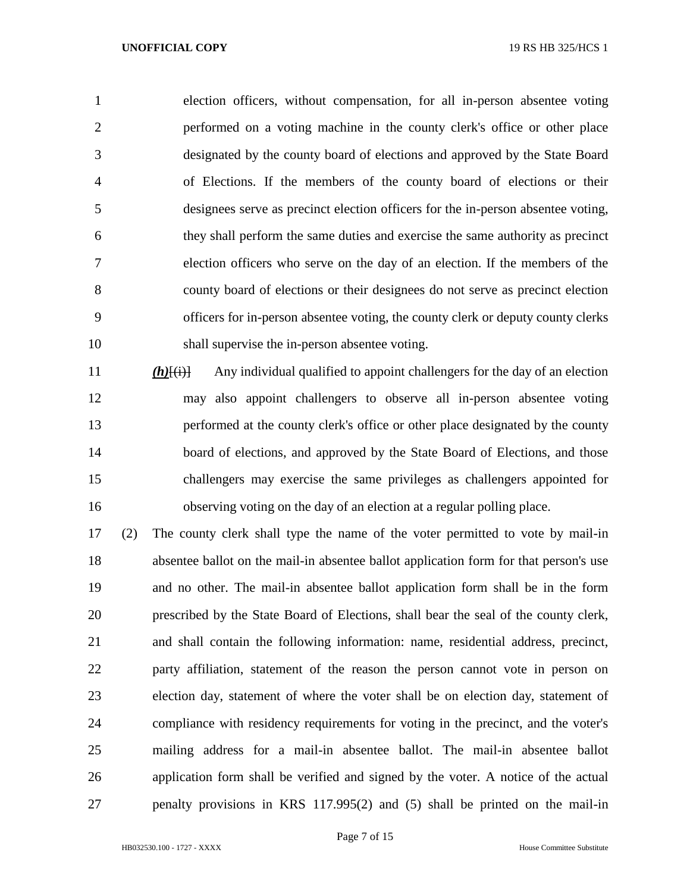election officers, without compensation, for all in-person absentee voting performed on a voting machine in the county clerk's office or other place designated by the county board of elections and approved by the State Board of Elections. If the members of the county board of elections or their designees serve as precinct election officers for the in-person absentee voting, they shall perform the same duties and exercise the same authority as precinct election officers who serve on the day of an election. If the members of the county board of elections or their designees do not serve as precinct election officers for in-person absentee voting, the county clerk or deputy county clerks shall supervise the in-person absentee voting.

***(h)***~~[(i)]~~ Any individual qualified to appoint challengers for the day of an election may also appoint challengers to observe all in-person absentee voting performed at the county clerk's office or other place designated by the county board of elections, and approved by the State Board of Elections, and those challengers may exercise the same privileges as challengers appointed for observing voting on the day of an election at a regular polling place.

(2) The county clerk shall type the name of the voter permitted to vote by mail-in absentee ballot on the mail-in absentee ballot application form for that person's use and no other. The mail-in absentee ballot application form shall be in the form prescribed by the State Board of Elections, shall bear the seal of the county clerk, and shall contain the following information: name, residential address, precinct, party affiliation, statement of the reason the person cannot vote in person on election day, statement of where the voter shall be on election day, statement of compliance with residency requirements for voting in the precinct, and the voter's mailing address for a mail-in absentee ballot. The mail-in absentee ballot application form shall be verified and signed by the voter. A notice of the actual penalty provisions in KRS 117.995(2) and (5) shall be printed on the mail-in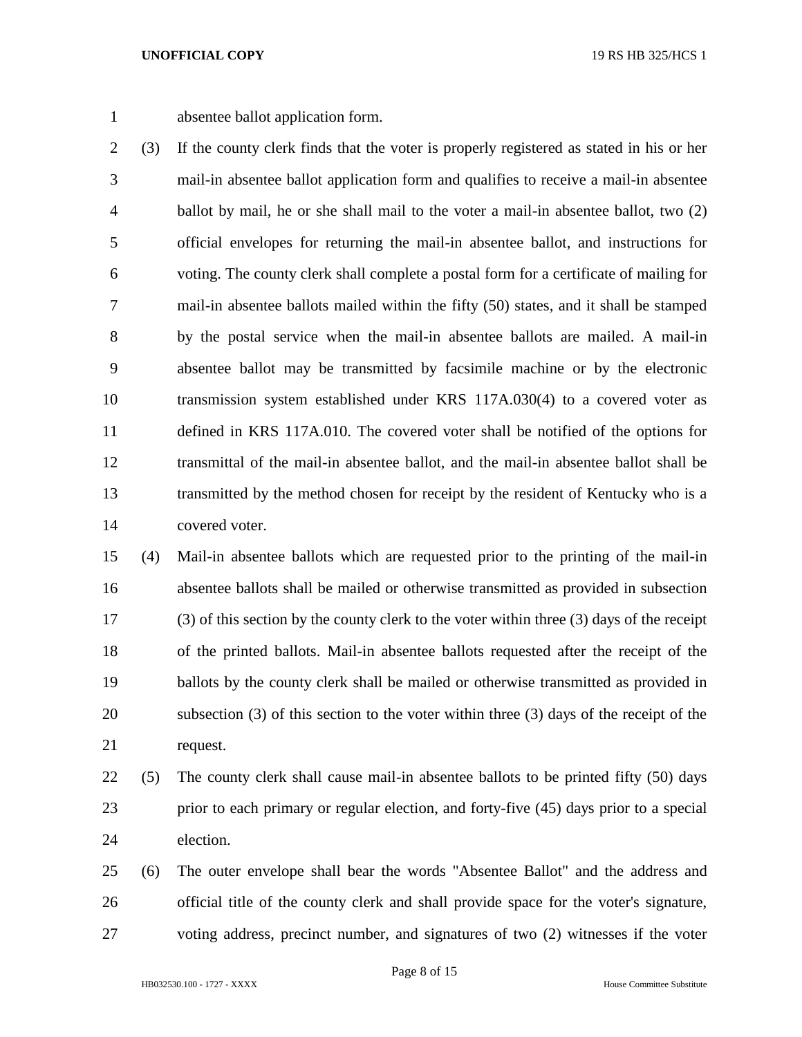absentee ballot application form.

(3) If the county clerk finds that the voter is properly registered as stated in his or her mail-in absentee ballot application form and qualifies to receive a mail-in absentee ballot by mail, he or she shall mail to the voter a mail-in absentee ballot, two (2) official envelopes for returning the mail-in absentee ballot, and instructions for voting. The county clerk shall complete a postal form for a certificate of mailing for mail-in absentee ballots mailed within the fifty (50) states, and it shall be stamped by the postal service when the mail-in absentee ballots are mailed. A mail-in absentee ballot may be transmitted by facsimile machine or by the electronic transmission system established under KRS 117A.030(4) to a covered voter as defined in KRS 117A.010. The covered voter shall be notified of the options for transmittal of the mail-in absentee ballot, and the mail-in absentee ballot shall be transmitted by the method chosen for receipt by the resident of Kentucky who is a covered voter.

(4) Mail-in absentee ballots which are requested prior to the printing of the mail-in absentee ballots shall be mailed or otherwise transmitted as provided in subsection (3) of this section by the county clerk to the voter within three (3) days of the receipt of the printed ballots. Mail-in absentee ballots requested after the receipt of the ballots by the county clerk shall be mailed or otherwise transmitted as provided in subsection (3) of this section to the voter within three (3) days of the receipt of the request.

(5) The county clerk shall cause mail-in absentee ballots to be printed fifty (50) days prior to each primary or regular election, and forty-five (45) days prior to a special election.

(6) The outer envelope shall bear the words "Absentee Ballot" and the address and official title of the county clerk and shall provide space for the voter's signature, voting address, precinct number, and signatures of two (2) witnesses if the voter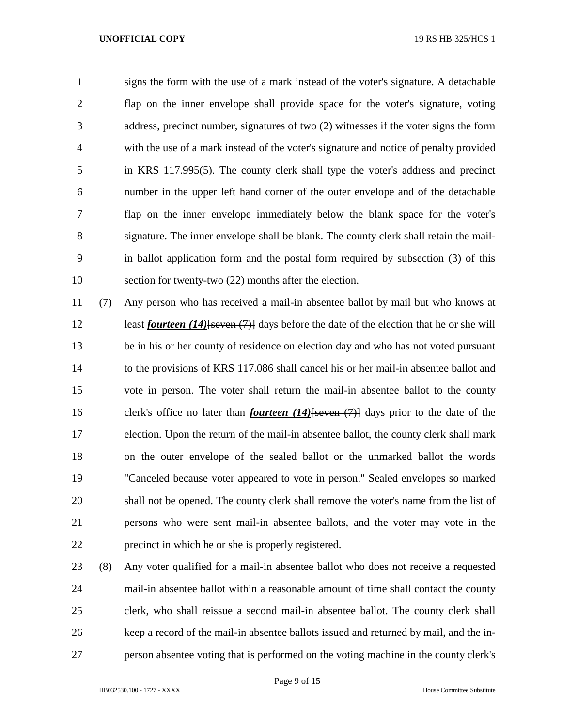signs the form with the use of a mark instead of the voter's signature. A detachable flap on the inner envelope shall provide space for the voter's signature, voting address, precinct number, signatures of two (2) witnesses if the voter signs the form with the use of a mark instead of the voter's signature and notice of penalty provided in KRS 117.995(5). The county clerk shall type the voter's address and precinct number in the upper left hand corner of the outer envelope and of the detachable flap on the inner envelope immediately below the blank space for the voter's signature. The inner envelope shall be blank. The county clerk shall retain the mail-in ballot application form and the postal form required by subsection (3) of this section for twenty-two (22) months after the election.

(7) Any person who has received a mail-in absentee ballot by mail but who knows at least ***fourteen (14)***~~[seven (7)]~~ days before the date of the election that he or she will be in his or her county of residence on election day and who has not voted pursuant to the provisions of KRS 117.086 shall cancel his or her mail-in absentee ballot and vote in person. The voter shall return the mail-in absentee ballot to the county clerk's office no later than ***fourteen (14)***~~[seven (7)]~~ days prior to the date of the election. Upon the return of the mail-in absentee ballot, the county clerk shall mark on the outer envelope of the sealed ballot or the unmarked ballot the words "Canceled because voter appeared to vote in person." Sealed envelopes so marked shall not be opened. The county clerk shall remove the voter's name from the list of persons who were sent mail-in absentee ballots, and the voter may vote in the precinct in which he or she is properly registered.

(8) Any voter qualified for a mail-in absentee ballot who does not receive a requested mail-in absentee ballot within a reasonable amount of time shall contact the county clerk, who shall reissue a second mail-in absentee ballot. The county clerk shall keep a record of the mail-in absentee ballots issued and returned by mail, and the in-person absentee voting that is performed on the voting machine in the county clerk's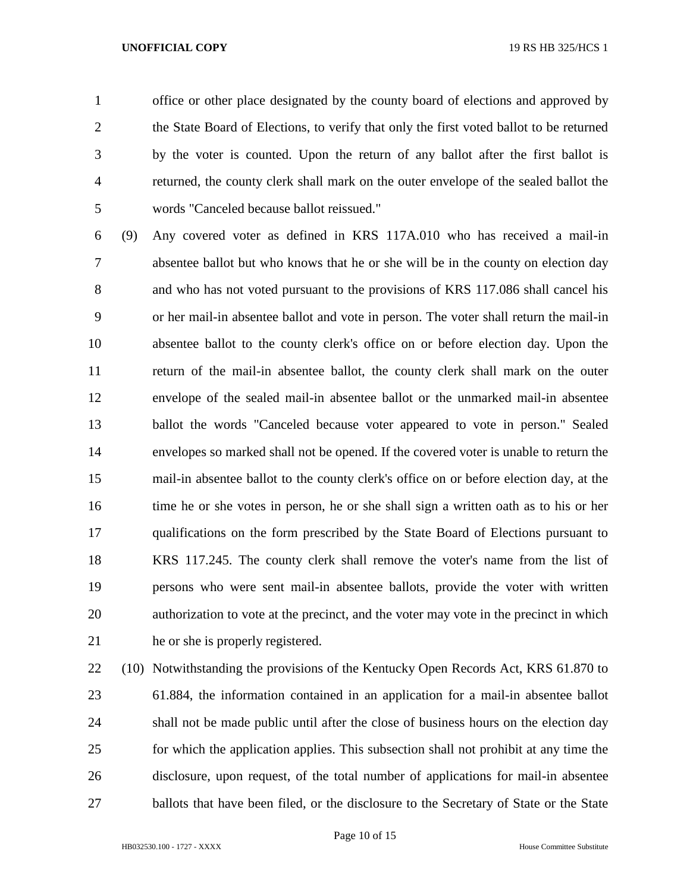office or other place designated by the county board of elections and approved by the State Board of Elections, to verify that only the first voted ballot to be returned by the voter is counted. Upon the return of any ballot after the first ballot is returned, the county clerk shall mark on the outer envelope of the sealed ballot the words "Canceled because ballot reissued."

(9) Any covered voter as defined in KRS 117A.010 who has received a mail-in absentee ballot but who knows that he or she will be in the county on election day and who has not voted pursuant to the provisions of KRS 117.086 shall cancel his or her mail-in absentee ballot and vote in person. The voter shall return the mail-in absentee ballot to the county clerk's office on or before election day. Upon the return of the mail-in absentee ballot, the county clerk shall mark on the outer envelope of the sealed mail-in absentee ballot or the unmarked mail-in absentee ballot the words "Canceled because voter appeared to vote in person." Sealed envelopes so marked shall not be opened. If the covered voter is unable to return the mail-in absentee ballot to the county clerk's office on or before election day, at the time he or she votes in person, he or she shall sign a written oath as to his or her qualifications on the form prescribed by the State Board of Elections pursuant to KRS 117.245. The county clerk shall remove the voter's name from the list of persons who were sent mail-in absentee ballots, provide the voter with written authorization to vote at the precinct, and the voter may vote in the precinct in which he or she is properly registered.

(10) Notwithstanding the provisions of the Kentucky Open Records Act, KRS 61.870 to 61.884, the information contained in an application for a mail-in absentee ballot shall not be made public until after the close of business hours on the election day for which the application applies. This subsection shall not prohibit at any time the disclosure, upon request, of the total number of applications for mail-in absentee ballots that have been filed, or the disclosure to the Secretary of State or the State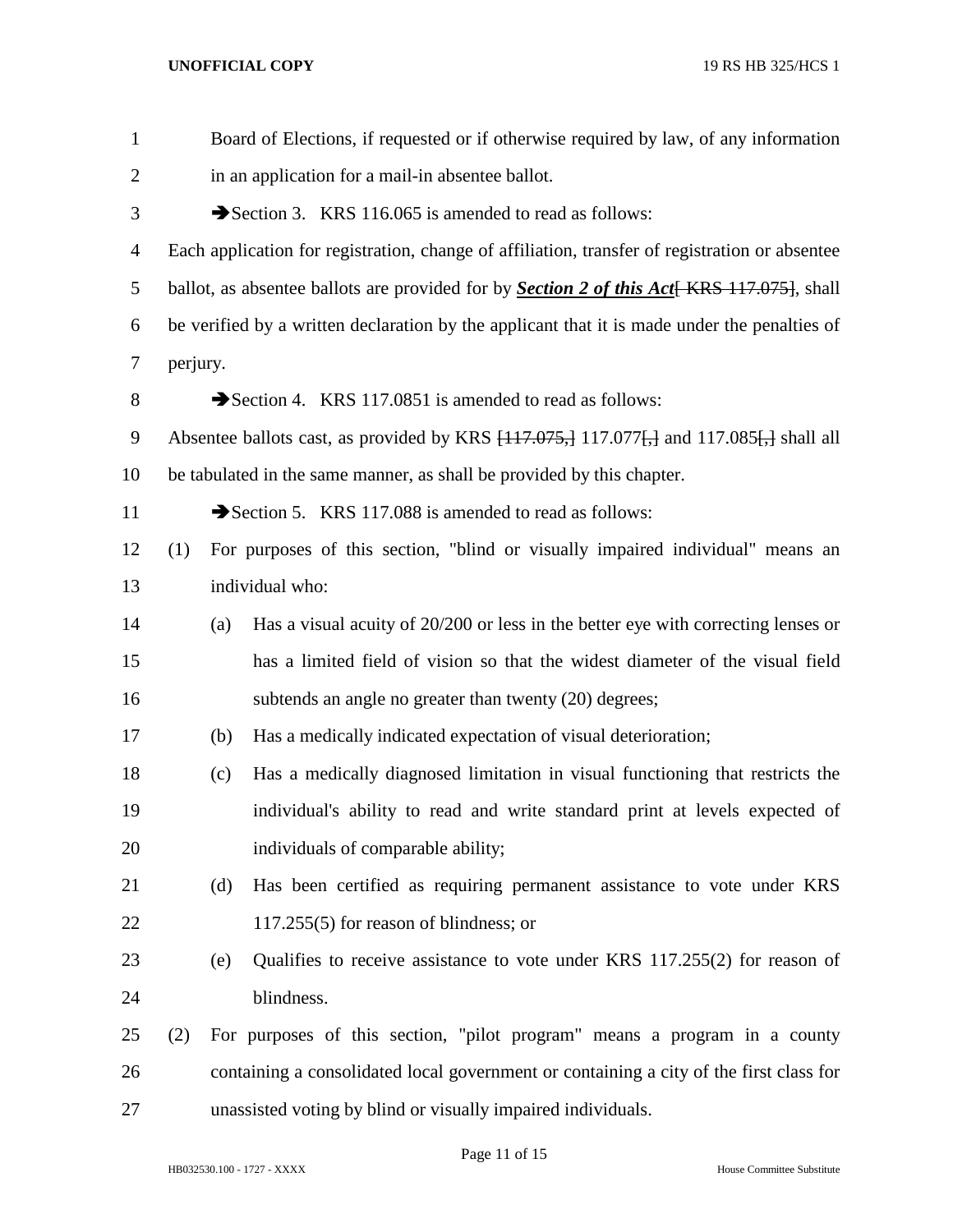Board of Elections, if requested or if otherwise required by law, of any information in an application for a mail-in absentee ballot.

➔Section 3. KRS 116.065 is amended to read as follows:

Each application for registration, change of affiliation, transfer of registration or absentee ballot, as absentee ballots are provided for by ***Section 2 of this Act***~~[ KRS 117.075]~~, shall be verified by a written declaration by the applicant that it is made under the penalties of perjury.

➔Section 4. KRS 117.0851 is amended to read as follows:

Absentee ballots cast, as provided by KRS ~~[117.075,]~~ 117.077~~[,]~~ and 117.085~~[,]~~ shall all be tabulated in the same manner, as shall be provided by this chapter.

➔Section 5. KRS 117.088 is amended to read as follows:

(1) For purposes of this section, "blind or visually impaired individual" means an individual who:

(a) Has a visual acuity of 20/200 or less in the better eye with correcting lenses or has a limited field of vision so that the widest diameter of the visual field subtends an angle no greater than twenty (20) degrees;

(b) Has a medically indicated expectation of visual deterioration;

(c) Has a medically diagnosed limitation in visual functioning that restricts the individual's ability to read and write standard print at levels expected of individuals of comparable ability;

(d) Has been certified as requiring permanent assistance to vote under KRS 117.255(5) for reason of blindness; or

(e) Qualifies to receive assistance to vote under KRS 117.255(2) for reason of blindness.

(2) For purposes of this section, "pilot program" means a program in a county containing a consolidated local government or containing a city of the first class for unassisted voting by blind or visually impaired individuals.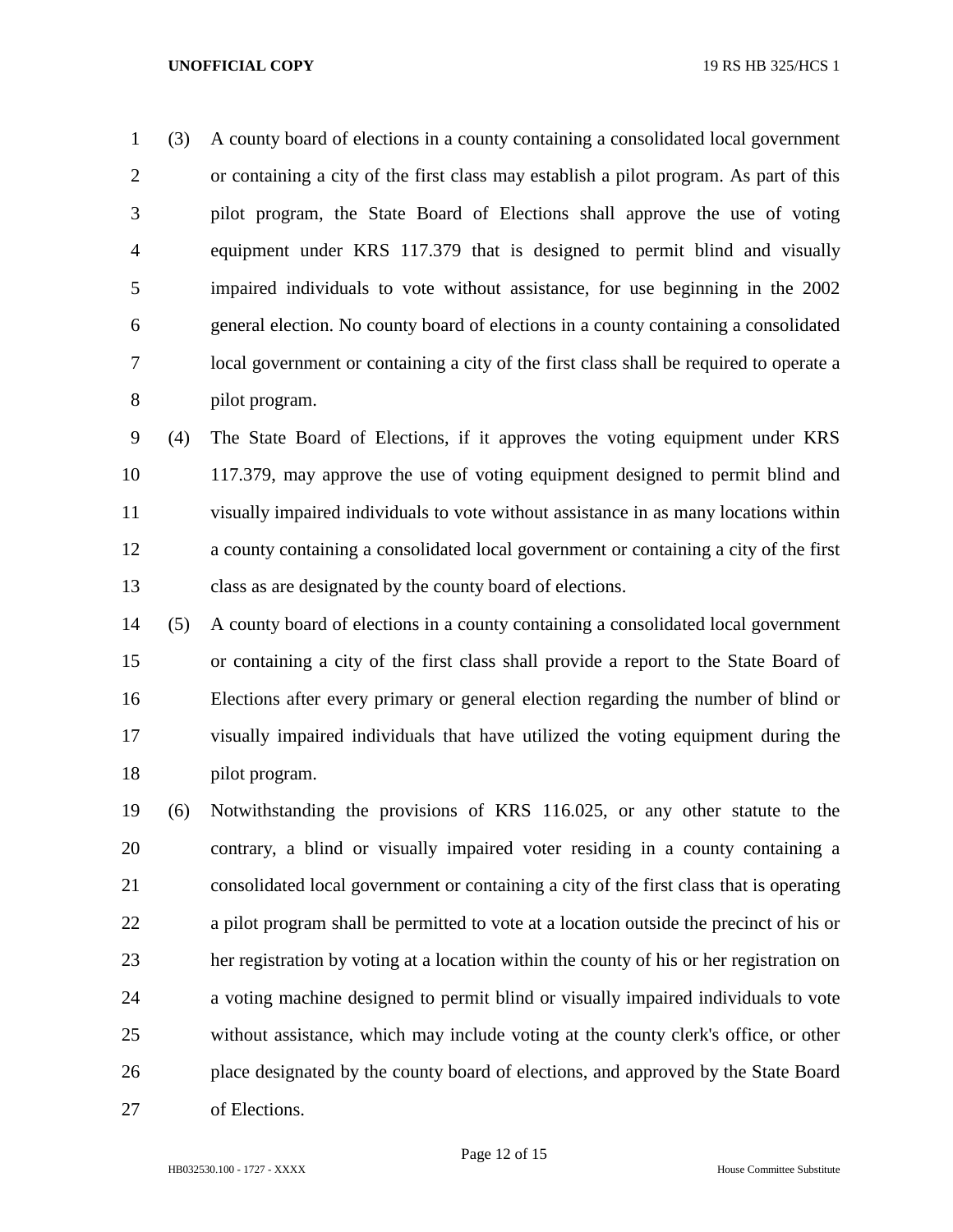(3) A county board of elections in a county containing a consolidated local government or containing a city of the first class may establish a pilot program. As part of this pilot program, the State Board of Elections shall approve the use of voting equipment under KRS 117.379 that is designed to permit blind and visually impaired individuals to vote without assistance, for use beginning in the 2002 general election. No county board of elections in a county containing a consolidated local government or containing a city of the first class shall be required to operate a pilot program.

(4) The State Board of Elections, if it approves the voting equipment under KRS 117.379, may approve the use of voting equipment designed to permit blind and visually impaired individuals to vote without assistance in as many locations within a county containing a consolidated local government or containing a city of the first class as are designated by the county board of elections.

(5) A county board of elections in a county containing a consolidated local government or containing a city of the first class shall provide a report to the State Board of Elections after every primary or general election regarding the number of blind or visually impaired individuals that have utilized the voting equipment during the pilot program.

(6) Notwithstanding the provisions of KRS 116.025, or any other statute to the contrary, a blind or visually impaired voter residing in a county containing a consolidated local government or containing a city of the first class that is operating a pilot program shall be permitted to vote at a location outside the precinct of his or her registration by voting at a location within the county of his or her registration on a voting machine designed to permit blind or visually impaired individuals to vote without assistance, which may include voting at the county clerk's office, or other place designated by the county board of elections, and approved by the State Board of Elections.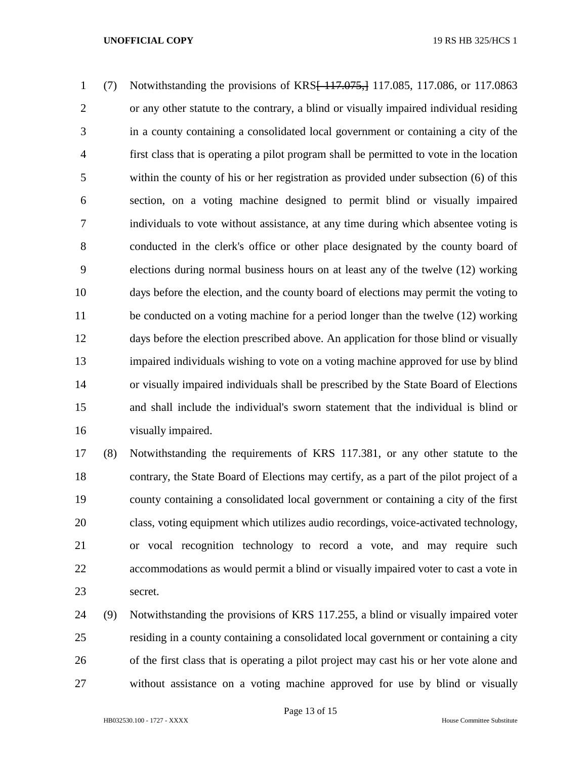(7) Notwithstanding the provisions of KRS~~[ 117.075,]~~ 117.085, 117.086, or 117.0863 or any other statute to the contrary, a blind or visually impaired individual residing in a county containing a consolidated local government or containing a city of the first class that is operating a pilot program shall be permitted to vote in the location within the county of his or her registration as provided under subsection (6) of this section, on a voting machine designed to permit blind or visually impaired individuals to vote without assistance, at any time during which absentee voting is conducted in the clerk's office or other place designated by the county board of elections during normal business hours on at least any of the twelve (12) working days before the election, and the county board of elections may permit the voting to be conducted on a voting machine for a period longer than the twelve (12) working days before the election prescribed above. An application for those blind or visually impaired individuals wishing to vote on a voting machine approved for use by blind or visually impaired individuals shall be prescribed by the State Board of Elections and shall include the individual's sworn statement that the individual is blind or visually impaired.

(8) Notwithstanding the requirements of KRS 117.381, or any other statute to the contrary, the State Board of Elections may certify, as a part of the pilot project of a county containing a consolidated local government or containing a city of the first class, voting equipment which utilizes audio recordings, voice-activated technology, or vocal recognition technology to record a vote, and may require such accommodations as would permit a blind or visually impaired voter to cast a vote in secret.

(9) Notwithstanding the provisions of KRS 117.255, a blind or visually impaired voter residing in a county containing a consolidated local government or containing a city of the first class that is operating a pilot project may cast his or her vote alone and without assistance on a voting machine approved for use by blind or visually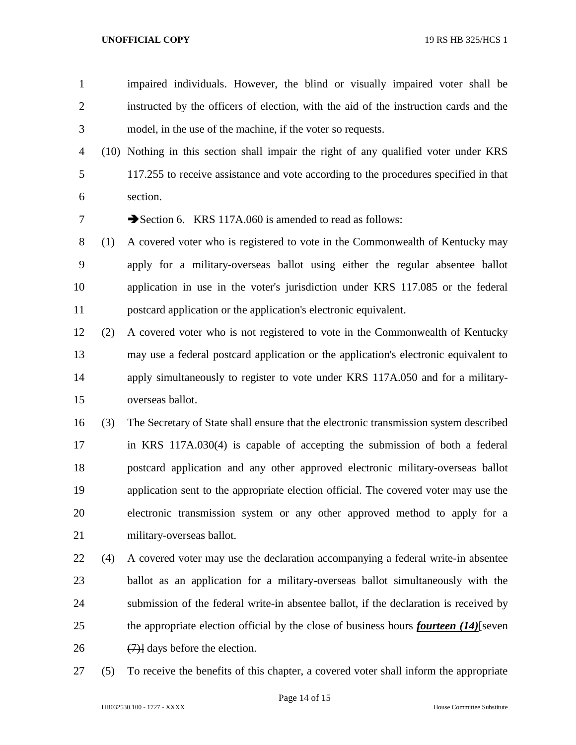impaired individuals. However, the blind or visually impaired voter shall be instructed by the officers of election, with the aid of the instruction cards and the model, in the use of the machine, if the voter so requests.

(10) Nothing in this section shall impair the right of any qualified voter under KRS 117.255 to receive assistance and vote according to the procedures specified in that section.

➔Section 6. KRS 117A.060 is amended to read as follows:

(1) A covered voter who is registered to vote in the Commonwealth of Kentucky may apply for a military-overseas ballot using either the regular absentee ballot application in use in the voter's jurisdiction under KRS 117.085 or the federal postcard application or the application's electronic equivalent.

(2) A covered voter who is not registered to vote in the Commonwealth of Kentucky may use a federal postcard application or the application's electronic equivalent to apply simultaneously to register to vote under KRS 117A.050 and for a military-overseas ballot.

(3) The Secretary of State shall ensure that the electronic transmission system described in KRS 117A.030(4) is capable of accepting the submission of both a federal postcard application and any other approved electronic military-overseas ballot application sent to the appropriate election official. The covered voter may use the electronic transmission system or any other approved method to apply for a military-overseas ballot.

(4) A covered voter may use the declaration accompanying a federal write-in absentee ballot as an application for a military-overseas ballot simultaneously with the submission of the federal write-in absentee ballot, if the declaration is received by the appropriate election official by the close of business hours ***fourteen (14)***[~~seven (7)~~] days before the election.

(5) To receive the benefits of this chapter, a covered voter shall inform the appropriate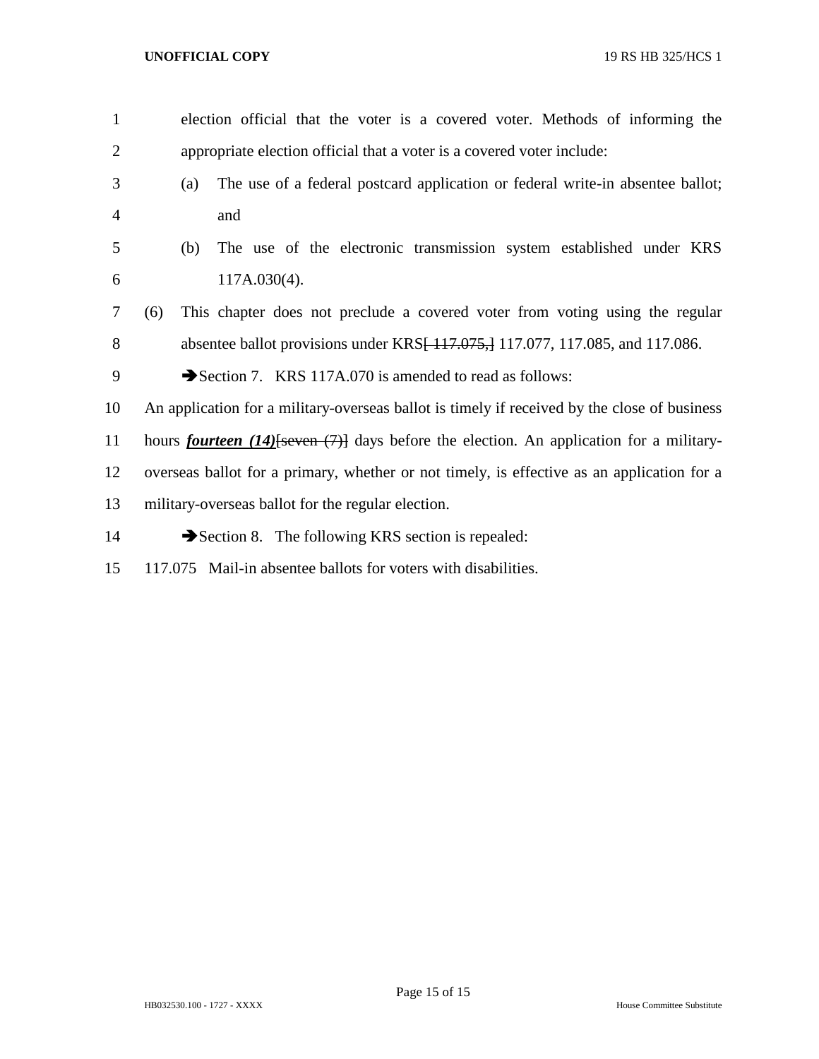election official that the voter is a covered voter. Methods of informing the appropriate election official that a voter is a covered voter include:

(a) The use of a federal postcard application or federal write-in absentee ballot; and

(b) The use of the electronic transmission system established under KRS 117A.030(4).

(6) This chapter does not preclude a covered voter from voting using the regular absentee ballot provisions under KRS[ 117.075,] 117.077, 117.085, and 117.086.

➔Section 7. KRS 117A.070 is amended to read as follows:

An application for a military-overseas ballot is timely if received by the close of business hours ***fourteen (14)***[seven (7)] days before the election. An application for a military-overseas ballot for a primary, whether or not timely, is effective as an application for a military-overseas ballot for the regular election.

➔Section 8. The following KRS section is repealed:

117.075 Mail-in absentee ballots for voters with disabilities.